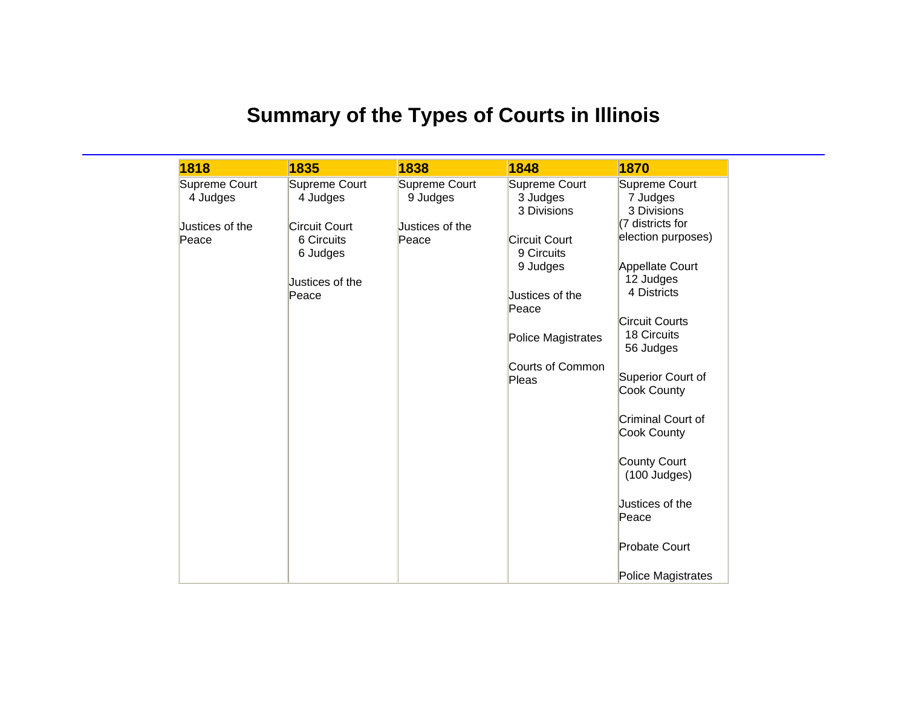# Summary of the Types of Courts in Illinois

| 1818 | 1835 | 1838 | 1848 | 1870 |
|---|---|---|---|---|
| Supreme Court<br>4 Judges<br><br>Justices of the Peace | Supreme Court<br>4 Judges<br><br>Circuit Court<br>6 Circuits<br>6 Judges<br><br>Justices of the Peace | Supreme Court<br>9 Judges<br><br>Justices of the Peace | Supreme Court<br>3 Judges<br>3 Divisions<br><br>Circuit Court<br>9 Circuits<br>9 Judges<br><br>Justices of the Peace<br><br>Police Magistrates<br><br>Courts of Common Pleas | Supreme Court<br>7 Judges<br>3 Divisions<br>(7 districts for election purposes)<br><br>Appellate Court<br>12 Judges<br>4 Districts<br><br>Circuit Courts<br>18 Circuits<br>56 Judges<br><br>Superior Court of Cook County<br><br>Criminal Court of Cook County<br><br>County Court<br>(100 Judges)<br><br>Justices of the Peace<br><br>Probate Court<br><br>Police Magistrates |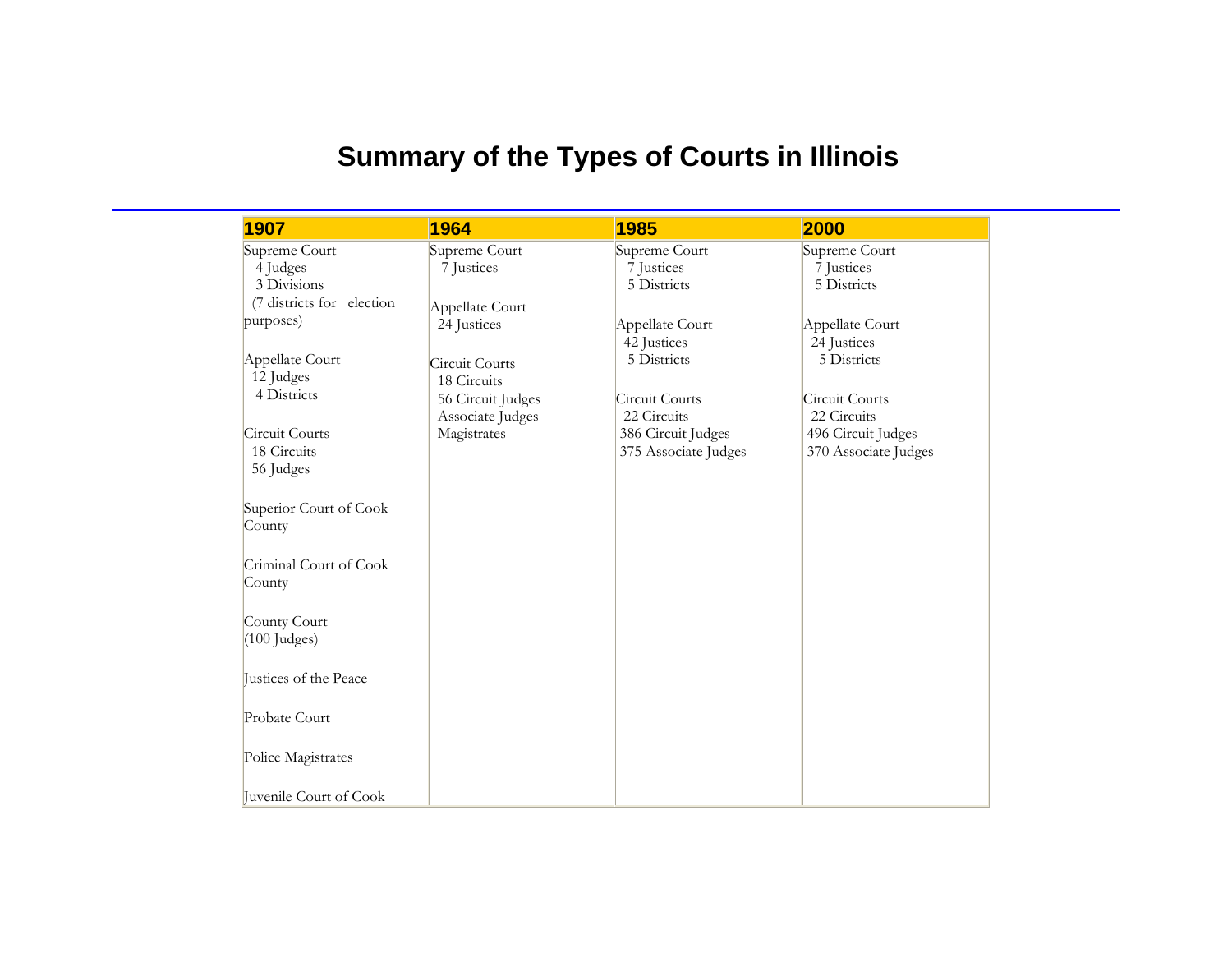# Summary of the Types of Courts in Illinois

| 1907 | 1964 | 1985 | 2000 |
|---|---|---|---|
| Supreme Court<br>4 Judges<br>3 Divisions<br>(7 districts for election purposes) | Supreme Court<br>7 Justices | Supreme Court<br>7 Justices<br>5 Districts | Supreme Court<br>7 Justices<br>5 Districts |
| Appellate Court<br>12 Judges<br>4 Districts | Appellate Court<br>24 Justices | Appellate Court<br>42 Justices<br>5 Districts | Appellate Court<br>24 Justices<br>5 Districts |
| Circuit Courts<br>18 Circuits<br>56 Judges | Circuit Courts<br>18 Circuits<br>56 Circuit Judges<br>Associate Judges<br>Magistrates | Circuit Courts<br>22 Circuits<br>386 Circuit Judges<br>375 Associate Judges | Circuit Courts<br>22 Circuits<br>496 Circuit Judges<br>370 Associate Judges |
| Superior Court of Cook County | | | |
| Criminal Court of Cook County | | | |
| County Court<br>(100 Judges) | | | |
| Justices of the Peace | | | |
| Probate Court | | | |
| Police Magistrates | | | |
| Juvenile Court of Cook | | | |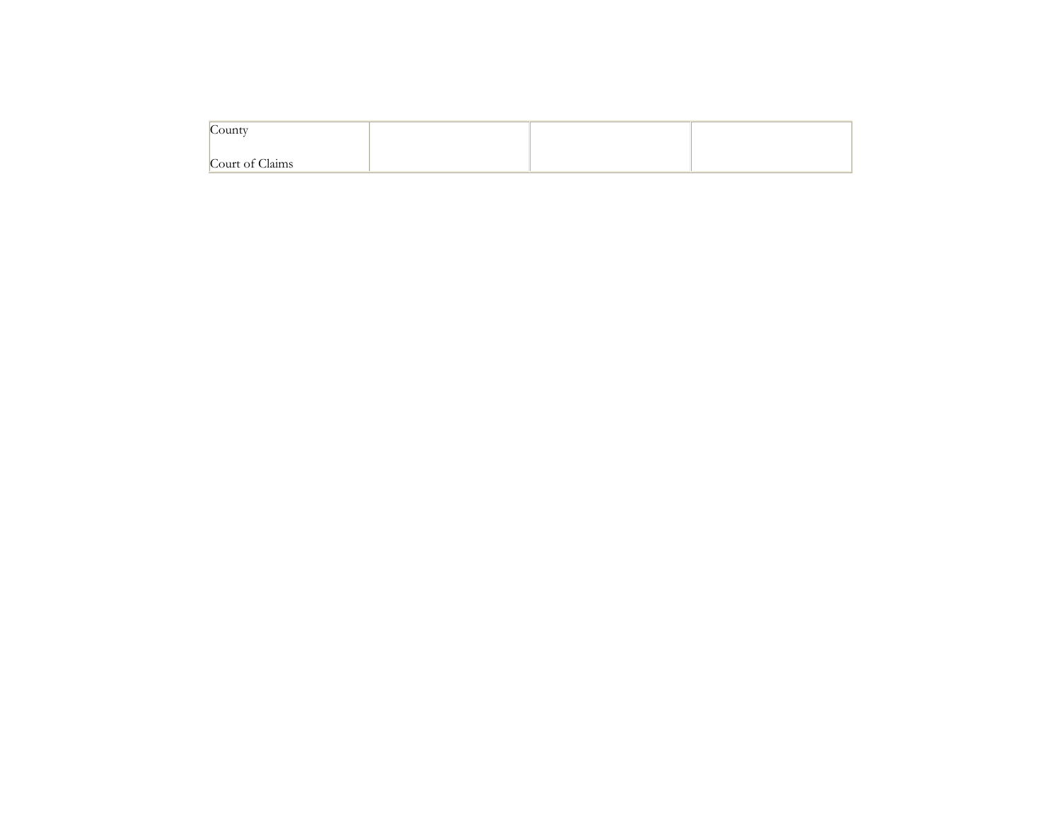| | | | |
|---|---|---|---|
| County<br><br>Court of Claims | | | |